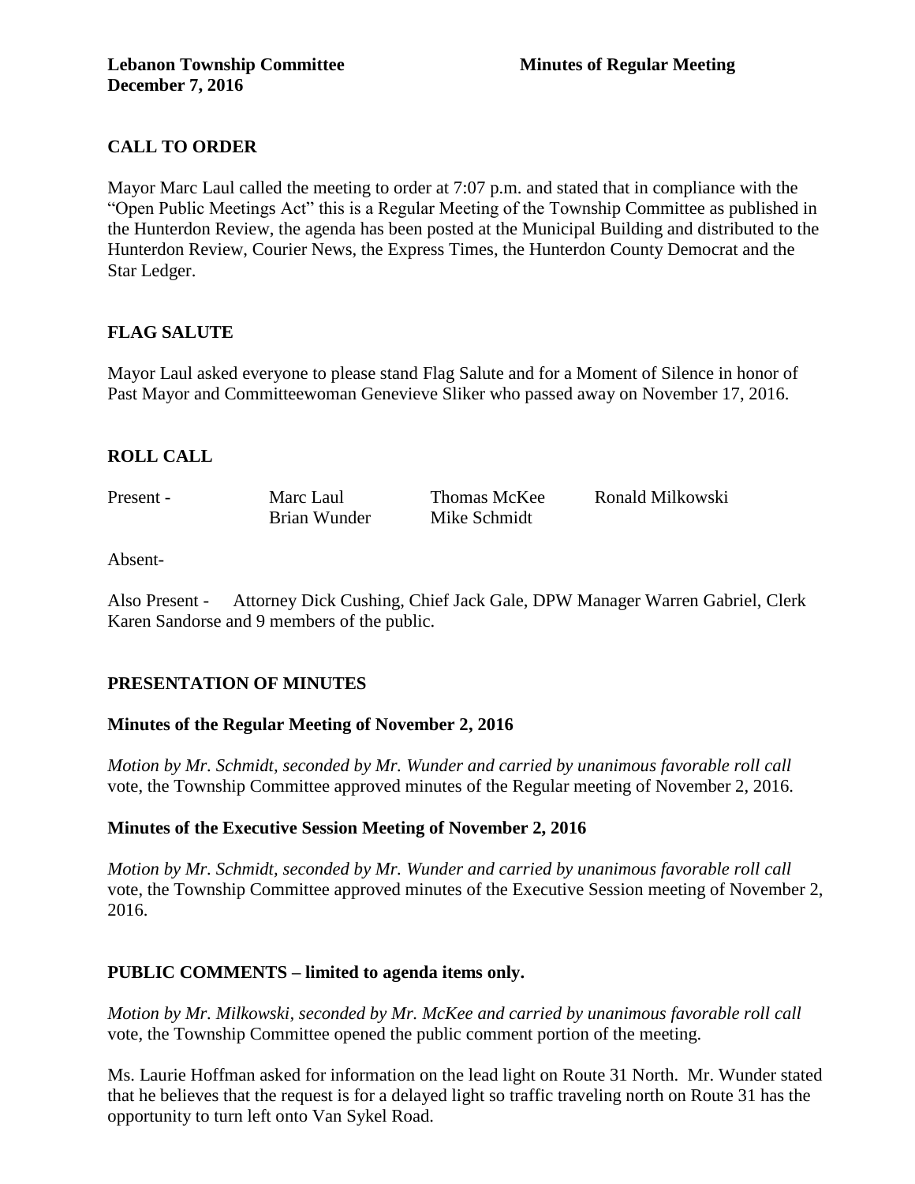**Lebanon Township Committee** **Minutes of Regular Meeting**
**December 7, 2016**

## CALL TO ORDER

Mayor Marc Laul called the meeting to order at 7:07 p.m. and stated that in compliance with the "Open Public Meetings Act" this is a Regular Meeting of the Township Committee as published in the Hunterdon Review, the agenda has been posted at the Municipal Building and distributed to the Hunterdon Review, Courier News, the Express Times, the Hunterdon County Democrat and the Star Ledger.

## FLAG SALUTE

Mayor Laul asked everyone to please stand Flag Salute and for a Moment of Silence in honor of Past Mayor and Committeewoman Genevieve Sliker who passed away on November 17, 2016.

## ROLL CALL

| Present - | Marc Laul | Thomas McKee | Ronald Milkowski |
|---|---|---|---|
| | Brian Wunder | Mike Schmidt | |

Absent-

Also Present - Attorney Dick Cushing, Chief Jack Gale, DPW Manager Warren Gabriel, Clerk Karen Sandorse and 9 members of the public.

## PRESENTATION OF MINUTES

### Minutes of the Regular Meeting of November 2, 2016

*Motion by Mr. Schmidt, seconded by Mr. Wunder and carried by unanimous favorable roll call* vote, the Township Committee approved minutes of the Regular meeting of November 2, 2016.

### Minutes of the Executive Session Meeting of November 2, 2016

*Motion by Mr. Schmidt, seconded by Mr. Wunder and carried by unanimous favorable roll call* vote, the Township Committee approved minutes of the Executive Session meeting of November 2, 2016.

## PUBLIC COMMENTS – limited to agenda items only.

*Motion by Mr. Milkowski, seconded by Mr. McKee and carried by unanimous favorable roll call* vote, the Township Committee opened the public comment portion of the meeting.

Ms. Laurie Hoffman asked for information on the lead light on Route 31 North. Mr. Wunder stated that he believes that the request is for a delayed light so traffic traveling north on Route 31 has the opportunity to turn left onto Van Sykel Road.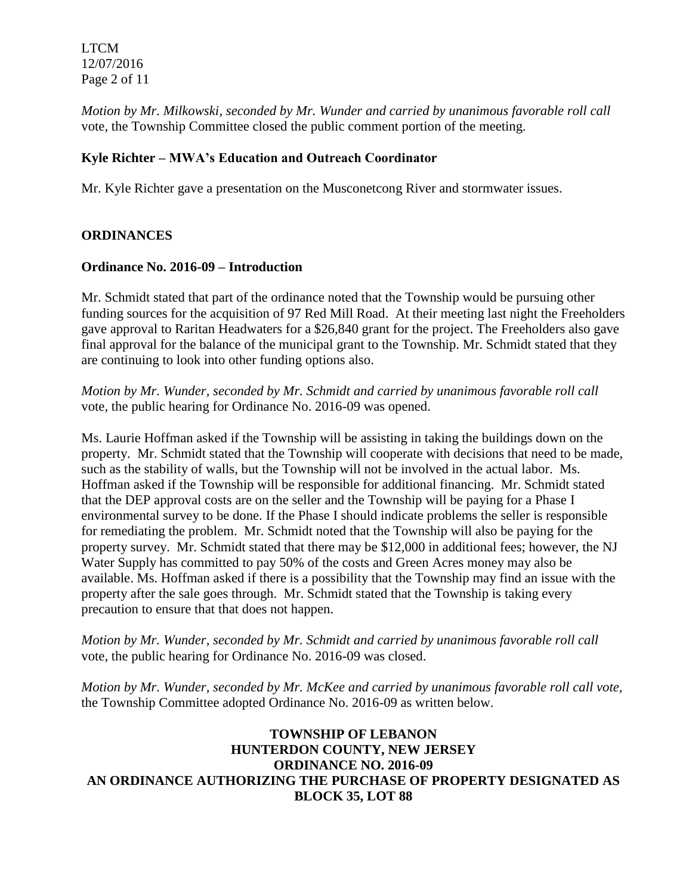*Motion by Mr. Milkowski, seconded by Mr. Wunder and carried by unanimous favorable roll call* vote, the Township Committee closed the public comment portion of the meeting.

**Kyle Richter – MWA's Education and Outreach Coordinator**

Mr. Kyle Richter gave a presentation on the Musconetcong River and stormwater issues.

## ORDINANCES

**Ordinance No. 2016-09 – Introduction**

Mr. Schmidt stated that part of the ordinance noted that the Township would be pursuing other funding sources for the acquisition of 97 Red Mill Road. At their meeting last night the Freeholders gave approval to Raritan Headwaters for a $26,840 grant for the project. The Freeholders also gave final approval for the balance of the municipal grant to the Township. Mr. Schmidt stated that they are continuing to look into other funding options also.

*Motion by Mr. Wunder, seconded by Mr. Schmidt and carried by unanimous favorable roll call* vote, the public hearing for Ordinance No. 2016-09 was opened.

Ms. Laurie Hoffman asked if the Township will be assisting in taking the buildings down on the property. Mr. Schmidt stated that the Township will cooperate with decisions that need to be made, such as the stability of walls, but the Township will not be involved in the actual labor. Ms. Hoffman asked if the Township will be responsible for additional financing. Mr. Schmidt stated that the DEP approval costs are on the seller and the Township will be paying for a Phase I environmental survey to be done. If the Phase I should indicate problems the seller is responsible for remediating the problem. Mr. Schmidt noted that the Township will also be paying for the property survey. Mr. Schmidt stated that there may be $12,000 in additional fees; however, the NJ Water Supply has committed to pay 50% of the costs and Green Acres money may also be available. Ms. Hoffman asked if there is a possibility that the Township may find an issue with the property after the sale goes through. Mr. Schmidt stated that the Township is taking every precaution to ensure that that does not happen.

*Motion by Mr. Wunder, seconded by Mr. Schmidt and carried by unanimous favorable roll call* vote, the public hearing for Ordinance No. 2016-09 was closed.

*Motion by Mr. Wunder, seconded by Mr. McKee and carried by unanimous favorable roll call vote,* the Township Committee adopted Ordinance No. 2016-09 as written below.

**TOWNSHIP OF LEBANON**
**HUNTERDON COUNTY, NEW JERSEY**
**ORDINANCE NO. 2016-09**
**AN ORDINANCE AUTHORIZING THE PURCHASE OF PROPERTY DESIGNATED AS BLOCK 35, LOT 88**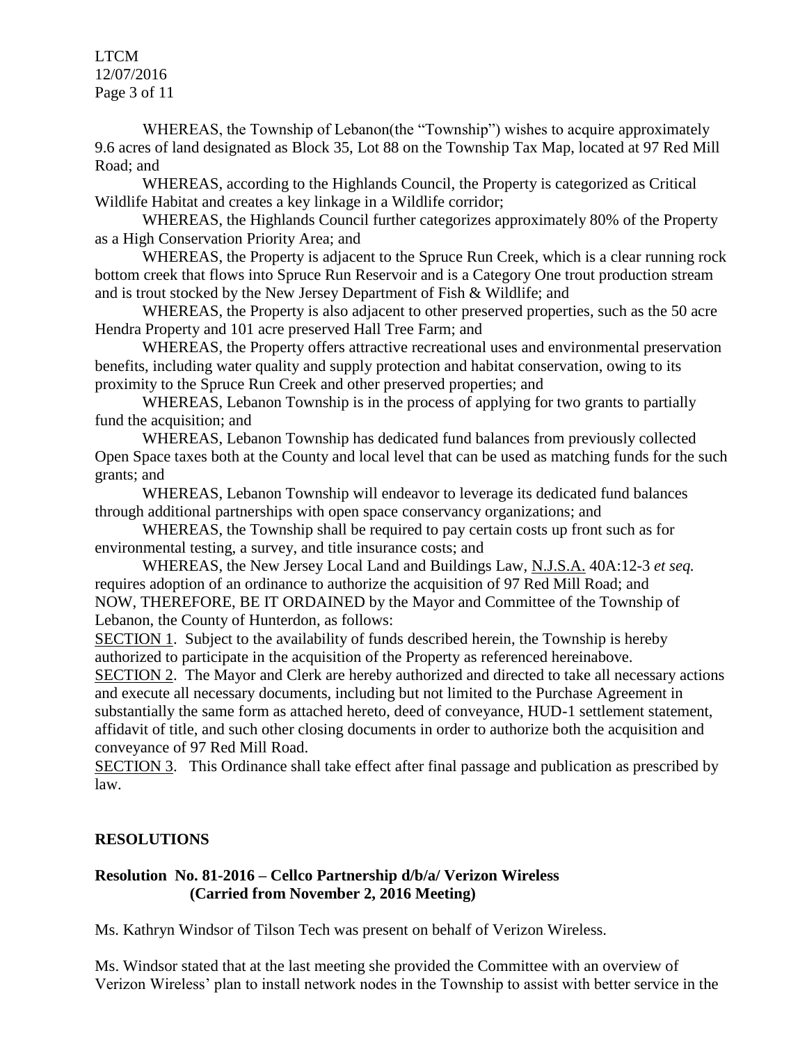WHEREAS, the Township of Lebanon(the "Township") wishes to acquire approximately 9.6 acres of land designated as Block 35, Lot 88 on the Township Tax Map, located at 97 Red Mill Road; and

WHEREAS, according to the Highlands Council, the Property is categorized as Critical Wildlife Habitat and creates a key linkage in a Wildlife corridor;

WHEREAS, the Highlands Council further categorizes approximately 80% of the Property as a High Conservation Priority Area; and

WHEREAS, the Property is adjacent to the Spruce Run Creek, which is a clear running rock bottom creek that flows into Spruce Run Reservoir and is a Category One trout production stream and is trout stocked by the New Jersey Department of Fish & Wildlife; and

WHEREAS, the Property is also adjacent to other preserved properties, such as the 50 acre Hendra Property and 101 acre preserved Hall Tree Farm; and

WHEREAS, the Property offers attractive recreational uses and environmental preservation benefits, including water quality and supply protection and habitat conservation, owing to its proximity to the Spruce Run Creek and other preserved properties; and

WHEREAS, Lebanon Township is in the process of applying for two grants to partially fund the acquisition; and

WHEREAS, Lebanon Township has dedicated fund balances from previously collected Open Space taxes both at the County and local level that can be used as matching funds for the such grants; and

WHEREAS, Lebanon Township will endeavor to leverage its dedicated fund balances through additional partnerships with open space conservancy organizations; and

WHEREAS, the Township shall be required to pay certain costs up front such as for environmental testing, a survey, and title insurance costs; and

WHEREAS, the New Jersey Local Land and Buildings Law, N.J.S.A. 40A:12-3 *et seq.* requires adoption of an ordinance to authorize the acquisition of 97 Red Mill Road; and

NOW, THEREFORE, BE IT ORDAINED by the Mayor and Committee of the Township of Lebanon, the County of Hunterdon, as follows:

SECTION 1. Subject to the availability of funds described herein, the Township is hereby authorized to participate in the acquisition of the Property as referenced hereinabove.

SECTION 2. The Mayor and Clerk are hereby authorized and directed to take all necessary actions and execute all necessary documents, including but not limited to the Purchase Agreement in substantially the same form as attached hereto, deed of conveyance, HUD-1 settlement statement, affidavit of title, and such other closing documents in order to authorize both the acquisition and conveyance of 97 Red Mill Road.

SECTION 3. This Ordinance shall take effect after final passage and publication as prescribed by law.

## RESOLUTIONS

### Resolution No. 81-2016 – Cellco Partnership d/b/a/ Verizon Wireless (Carried from November 2, 2016 Meeting)

Ms. Kathryn Windsor of Tilson Tech was present on behalf of Verizon Wireless.

Ms. Windsor stated that at the last meeting she provided the Committee with an overview of Verizon Wireless' plan to install network nodes in the Township to assist with better service in the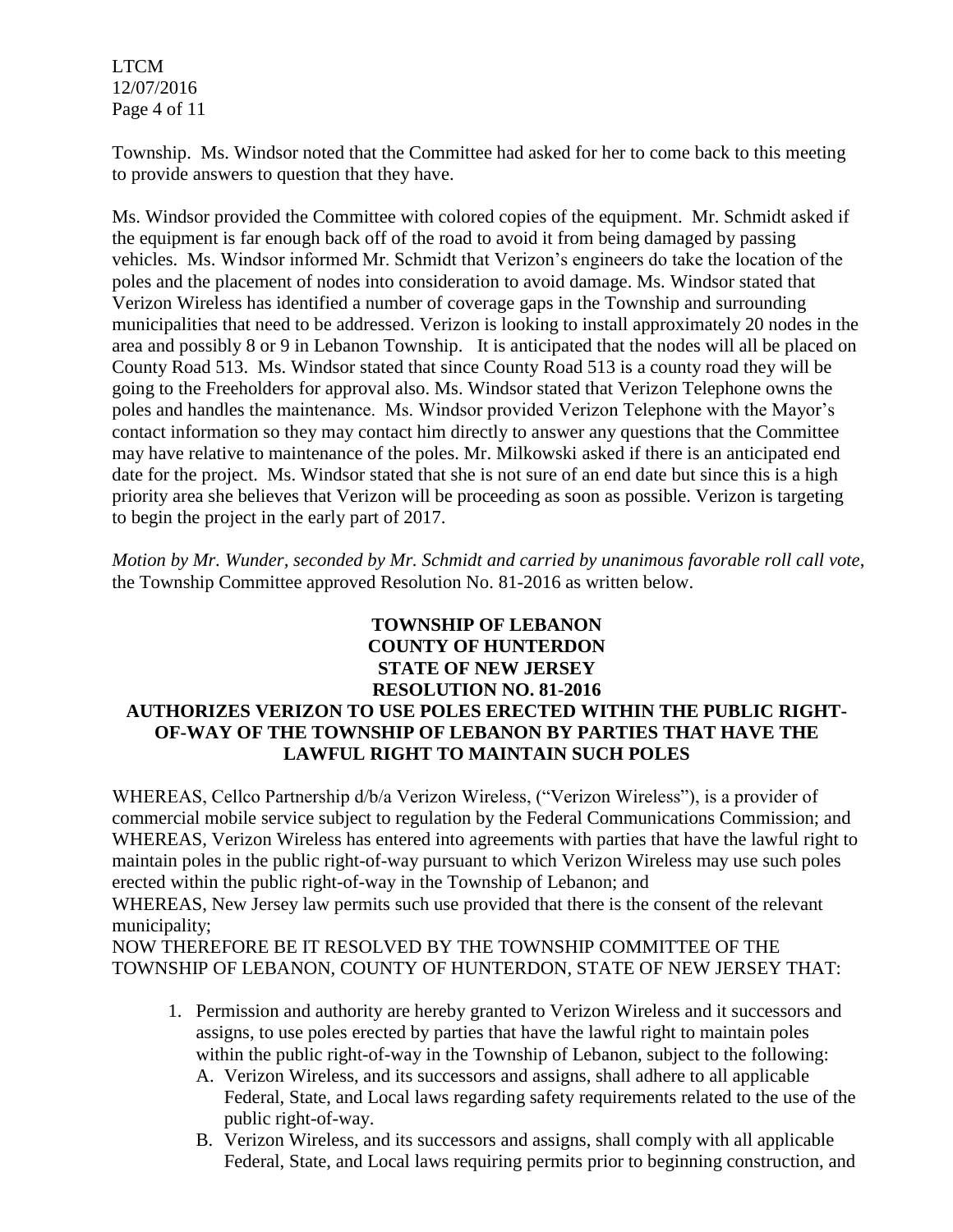Township. Ms. Windsor noted that the Committee had asked for her to come back to this meeting to provide answers to question that they have.

Ms. Windsor provided the Committee with colored copies of the equipment. Mr. Schmidt asked if the equipment is far enough back off of the road to avoid it from being damaged by passing vehicles. Ms. Windsor informed Mr. Schmidt that Verizon's engineers do take the location of the poles and the placement of nodes into consideration to avoid damage. Ms. Windsor stated that Verizon Wireless has identified a number of coverage gaps in the Township and surrounding municipalities that need to be addressed. Verizon is looking to install approximately 20 nodes in the area and possibly 8 or 9 in Lebanon Township. It is anticipated that the nodes will all be placed on County Road 513. Ms. Windsor stated that since County Road 513 is a county road they will be going to the Freeholders for approval also. Ms. Windsor stated that Verizon Telephone owns the poles and handles the maintenance. Ms. Windsor provided Verizon Telephone with the Mayor's contact information so they may contact him directly to answer any questions that the Committee may have relative to maintenance of the poles. Mr. Milkowski asked if there is an anticipated end date for the project. Ms. Windsor stated that she is not sure of an end date but since this is a high priority area she believes that Verizon will be proceeding as soon as possible. Verizon is targeting to begin the project in the early part of 2017.

*Motion by Mr. Wunder, seconded by Mr. Schmidt and carried by unanimous favorable roll call vote*, the Township Committee approved Resolution No. 81-2016 as written below.

**TOWNSHIP OF LEBANON**
**COUNTY OF HUNTERDON**
**STATE OF NEW JERSEY**
**RESOLUTION NO. 81-2016**
**AUTHORIZES VERIZON TO USE POLES ERECTED WITHIN THE PUBLIC RIGHT-OF-WAY OF THE TOWNSHIP OF LEBANON BY PARTIES THAT HAVE THE LAWFUL RIGHT TO MAINTAIN SUCH POLES**

WHEREAS, Cellco Partnership d/b/a Verizon Wireless, ("Verizon Wireless"), is a provider of commercial mobile service subject to regulation by the Federal Communications Commission; and
WHEREAS, Verizon Wireless has entered into agreements with parties that have the lawful right to maintain poles in the public right-of-way pursuant to which Verizon Wireless may use such poles erected within the public right-of-way in the Township of Lebanon; and
WHEREAS, New Jersey law permits such use provided that there is the consent of the relevant municipality;
NOW THEREFORE BE IT RESOLVED BY THE TOWNSHIP COMMITTEE OF THE TOWNSHIP OF LEBANON, COUNTY OF HUNTERDON, STATE OF NEW JERSEY THAT:

1. Permission and authority are hereby granted to Verizon Wireless and it successors and assigns, to use poles erected by parties that have the lawful right to maintain poles within the public right-of-way in the Township of Lebanon, subject to the following:
   A. Verizon Wireless, and its successors and assigns, shall adhere to all applicable Federal, State, and Local laws regarding safety requirements related to the use of the public right-of-way.
   B. Verizon Wireless, and its successors and assigns, shall comply with all applicable Federal, State, and Local laws requiring permits prior to beginning construction, and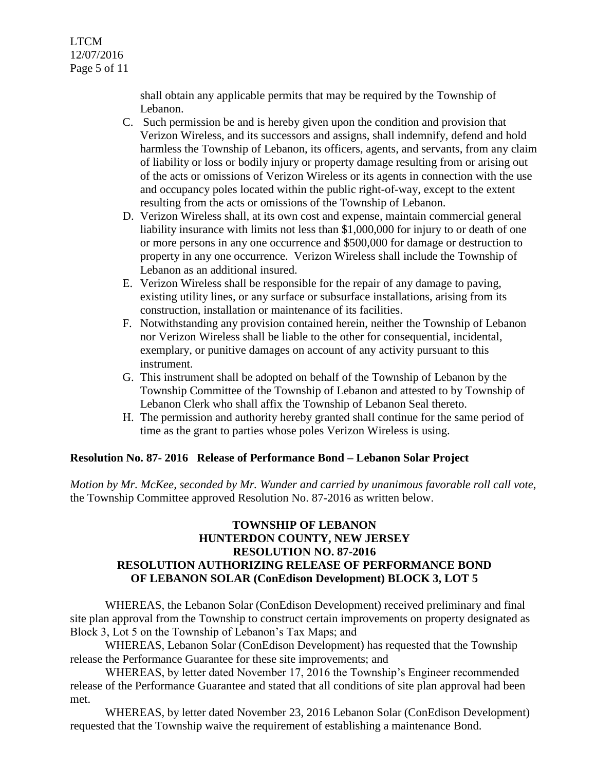shall obtain any applicable permits that may be required by the Township of Lebanon.

C. Such permission be and is hereby given upon the condition and provision that Verizon Wireless, and its successors and assigns, shall indemnify, defend and hold harmless the Township of Lebanon, its officers, agents, and servants, from any claim of liability or loss or bodily injury or property damage resulting from or arising out of the acts or omissions of Verizon Wireless or its agents in connection with the use and occupancy poles located within the public right-of-way, except to the extent resulting from the acts or omissions of the Township of Lebanon.
D. Verizon Wireless shall, at its own cost and expense, maintain commercial general liability insurance with limits not less than $1,000,000 for injury to or death of one or more persons in any one occurrence and $500,000 for damage or destruction to property in any one occurrence. Verizon Wireless shall include the Township of Lebanon as an additional insured.
E. Verizon Wireless shall be responsible for the repair of any damage to paving, existing utility lines, or any surface or subsurface installations, arising from its construction, installation or maintenance of its facilities.
F. Notwithstanding any provision contained herein, neither the Township of Lebanon nor Verizon Wireless shall be liable to the other for consequential, incidental, exemplary, or punitive damages on account of any activity pursuant to this instrument.
G. This instrument shall be adopted on behalf of the Township of Lebanon by the Township Committee of the Township of Lebanon and attested to by Township of Lebanon Clerk who shall affix the Township of Lebanon Seal thereto.
H. The permission and authority hereby granted shall continue for the same period of time as the grant to parties whose poles Verizon Wireless is using.

**Resolution No. 87- 2016 Release of Performance Bond – Lebanon Solar Project**

*Motion by Mr. McKee, seconded by Mr. Wunder and carried by unanimous favorable roll call vote*, the Township Committee approved Resolution No. 87-2016 as written below.

**TOWNSHIP OF LEBANON**
**HUNTERDON COUNTY, NEW JERSEY**
**RESOLUTION NO. 87-2016**
**RESOLUTION AUTHORIZING RELEASE OF PERFORMANCE BOND OF LEBANON SOLAR (ConEdison Development) BLOCK 3, LOT 5**

WHEREAS, the Lebanon Solar (ConEdison Development) received preliminary and final site plan approval from the Township to construct certain improvements on property designated as Block 3, Lot 5 on the Township of Lebanon's Tax Maps; and

WHEREAS, Lebanon Solar (ConEdison Development) has requested that the Township release the Performance Guarantee for these site improvements; and

WHEREAS, by letter dated November 17, 2016 the Township's Engineer recommended release of the Performance Guarantee and stated that all conditions of site plan approval had been met.

WHEREAS, by letter dated November 23, 2016 Lebanon Solar (ConEdison Development) requested that the Township waive the requirement of establishing a maintenance Bond.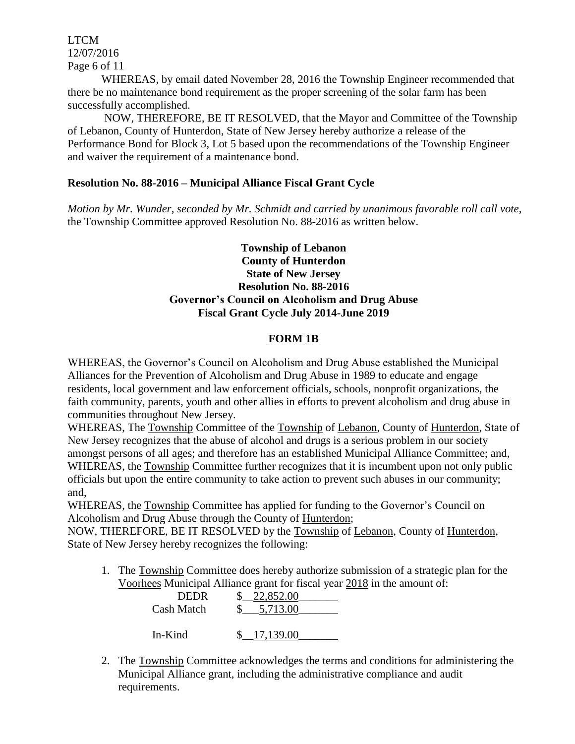WHEREAS, by email dated November 28, 2016 the Township Engineer recommended that there be no maintenance bond requirement as the proper screening of the solar farm has been successfully accomplished.

NOW, THEREFORE, BE IT RESOLVED, that the Mayor and Committee of the Township of Lebanon, County of Hunterdon, State of New Jersey hereby authorize a release of the Performance Bond for Block 3, Lot 5 based upon the recommendations of the Township Engineer and waiver the requirement of a maintenance bond.

**Resolution No. 88-2016 – Municipal Alliance Fiscal Grant Cycle**

*Motion by Mr. Wunder, seconded by Mr. Schmidt and carried by unanimous favorable roll call vote*, the Township Committee approved Resolution No. 88-2016 as written below.

**Township of Lebanon**
**County of Hunterdon**
**State of New Jersey**
**Resolution No. 88-2016**
**Governor's Council on Alcoholism and Drug Abuse**
**Fiscal Grant Cycle July 2014-June 2019**

**FORM 1B**

WHEREAS, the Governor's Council on Alcoholism and Drug Abuse established the Municipal Alliances for the Prevention of Alcoholism and Drug Abuse in 1989 to educate and engage residents, local government and law enforcement officials, schools, nonprofit organizations, the faith community, parents, youth and other allies in efforts to prevent alcoholism and drug abuse in communities throughout New Jersey.

WHEREAS, The Township Committee of the Township of Lebanon, County of Hunterdon, State of New Jersey recognizes that the abuse of alcohol and drugs is a serious problem in our society amongst persons of all ages; and therefore has an established Municipal Alliance Committee; and,

WHEREAS, the Township Committee further recognizes that it is incumbent upon not only public officials but upon the entire community to take action to prevent such abuses in our community; and,

WHEREAS, the Township Committee has applied for funding to the Governor's Council on Alcoholism and Drug Abuse through the County of Hunterdon;

NOW, THEREFORE, BE IT RESOLVED by the Township of Lebanon, County of Hunterdon, State of New Jersey hereby recognizes the following:

1. The Township Committee does hereby authorize submission of a strategic plan for the Voorhees Municipal Alliance grant for fiscal year 2018 in the amount of:

   | | |
   |---|---|
   | DEDR | $ 22,852.00 |
   | Cash Match | $ 5,713.00 |
   | In-Kind | $ 17,139.00 |

2. The Township Committee acknowledges the terms and conditions for administering the Municipal Alliance grant, including the administrative compliance and audit requirements.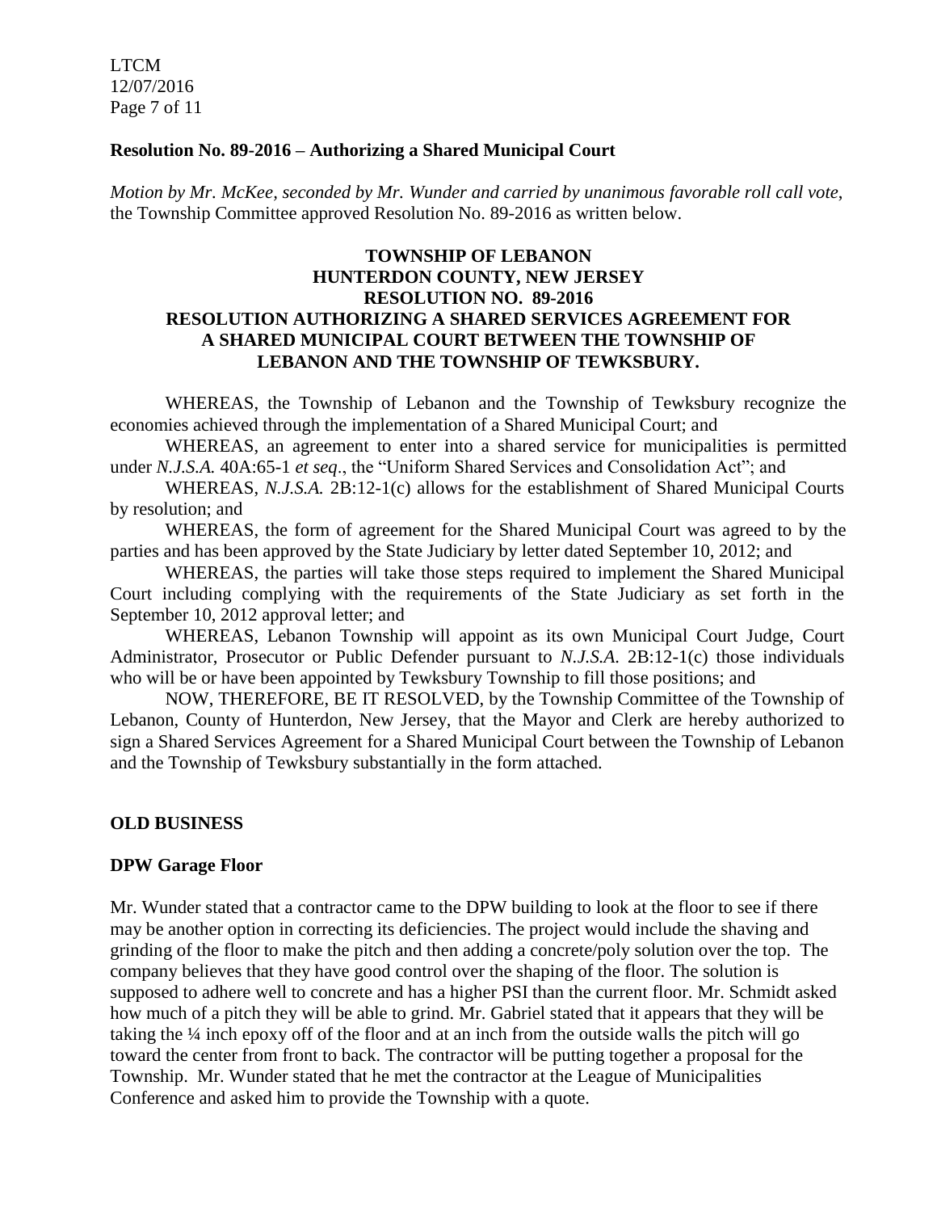**Resolution No. 89-2016 – Authorizing a Shared Municipal Court**

*Motion by Mr. McKee, seconded by Mr. Wunder and carried by unanimous favorable roll call vote*, the Township Committee approved Resolution No. 89-2016 as written below.

**TOWNSHIP OF LEBANON**
**HUNTERDON COUNTY, NEW JERSEY**
**RESOLUTION NO. 89-2016**
**RESOLUTION AUTHORIZING A SHARED SERVICES AGREEMENT FOR A SHARED MUNICIPAL COURT BETWEEN THE TOWNSHIP OF LEBANON AND THE TOWNSHIP OF TEWKSBURY.**

WHEREAS, the Township of Lebanon and the Township of Tewksbury recognize the economies achieved through the implementation of a Shared Municipal Court; and

WHEREAS, an agreement to enter into a shared service for municipalities is permitted under *N.J.S.A.* 40A:65-1 *et seq*., the "Uniform Shared Services and Consolidation Act"; and

WHEREAS, *N.J.S.A.* 2B:12-1(c) allows for the establishment of Shared Municipal Courts by resolution; and

WHEREAS, the form of agreement for the Shared Municipal Court was agreed to by the parties and has been approved by the State Judiciary by letter dated September 10, 2012; and

WHEREAS, the parties will take those steps required to implement the Shared Municipal Court including complying with the requirements of the State Judiciary as set forth in the September 10, 2012 approval letter; and

WHEREAS, Lebanon Township will appoint as its own Municipal Court Judge, Court Administrator, Prosecutor or Public Defender pursuant to *N.J.S.A.* 2B:12-1(c) those individuals who will be or have been appointed by Tewksbury Township to fill those positions; and

NOW, THEREFORE, BE IT RESOLVED, by the Township Committee of the Township of Lebanon, County of Hunterdon, New Jersey, that the Mayor and Clerk are hereby authorized to sign a Shared Services Agreement for a Shared Municipal Court between the Township of Lebanon and the Township of Tewksbury substantially in the form attached.

**OLD BUSINESS**

**DPW Garage Floor**

Mr. Wunder stated that a contractor came to the DPW building to look at the floor to see if there may be another option in correcting its deficiencies. The project would include the shaving and grinding of the floor to make the pitch and then adding a concrete/poly solution over the top. The company believes that they have good control over the shaping of the floor. The solution is supposed to adhere well to concrete and has a higher PSI than the current floor. Mr. Schmidt asked how much of a pitch they will be able to grind. Mr. Gabriel stated that it appears that they will be taking the ¼ inch epoxy off of the floor and at an inch from the outside walls the pitch will go toward the center from front to back. The contractor will be putting together a proposal for the Township. Mr. Wunder stated that he met the contractor at the League of Municipalities Conference and asked him to provide the Township with a quote.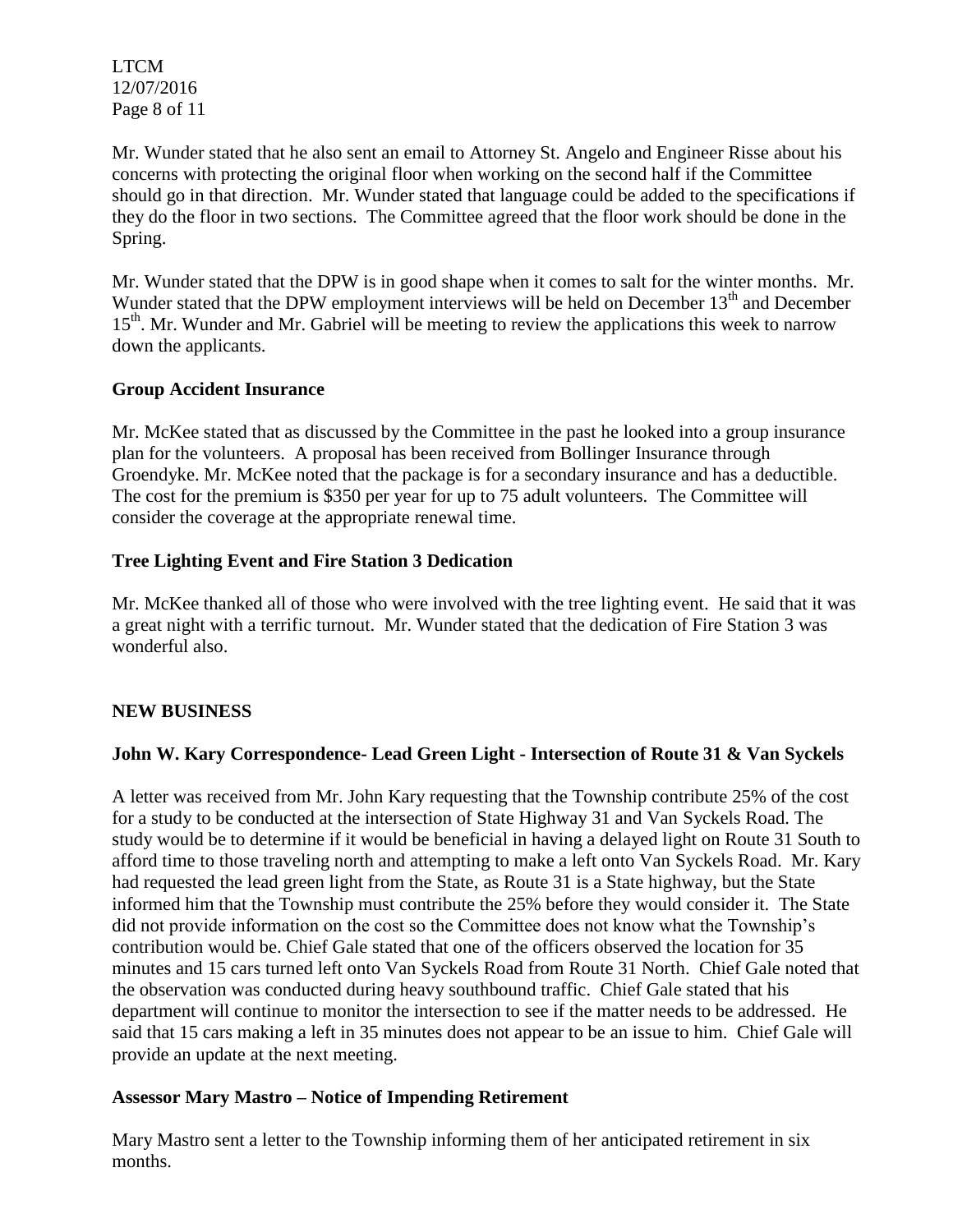Mr. Wunder stated that he also sent an email to Attorney St. Angelo and Engineer Risse about his concerns with protecting the original floor when working on the second half if the Committee should go in that direction. Mr. Wunder stated that language could be added to the specifications if they do the floor in two sections. The Committee agreed that the floor work should be done in the Spring.

Mr. Wunder stated that the DPW is in good shape when it comes to salt for the winter months. Mr. Wunder stated that the DPW employment interviews will be held on December 13th and December 15th. Mr. Wunder and Mr. Gabriel will be meeting to review the applications this week to narrow down the applicants.

**Group Accident Insurance**

Mr. McKee stated that as discussed by the Committee in the past he looked into a group insurance plan for the volunteers. A proposal has been received from Bollinger Insurance through Groendyke. Mr. McKee noted that the package is for a secondary insurance and has a deductible. The cost for the premium is $350 per year for up to 75 adult volunteers. The Committee will consider the coverage at the appropriate renewal time.

**Tree Lighting Event and Fire Station 3 Dedication**

Mr. McKee thanked all of those who were involved with the tree lighting event. He said that it was a great night with a terrific turnout. Mr. Wunder stated that the dedication of Fire Station 3 was wonderful also.

**NEW BUSINESS**

**John W. Kary Correspondence- Lead Green Light - Intersection of Route 31 & Van Syckels**

A letter was received from Mr. John Kary requesting that the Township contribute 25% of the cost for a study to be conducted at the intersection of State Highway 31 and Van Syckels Road. The study would be to determine if it would be beneficial in having a delayed light on Route 31 South to afford time to those traveling north and attempting to make a left onto Van Syckels Road. Mr. Kary had requested the lead green light from the State, as Route 31 is a State highway, but the State informed him that the Township must contribute the 25% before they would consider it. The State did not provide information on the cost so the Committee does not know what the Township's contribution would be. Chief Gale stated that one of the officers observed the location for 35 minutes and 15 cars turned left onto Van Syckels Road from Route 31 North. Chief Gale noted that the observation was conducted during heavy southbound traffic. Chief Gale stated that his department will continue to monitor the intersection to see if the matter needs to be addressed. He said that 15 cars making a left in 35 minutes does not appear to be an issue to him. Chief Gale will provide an update at the next meeting.

**Assessor Mary Mastro – Notice of Impending Retirement**

Mary Mastro sent a letter to the Township informing them of her anticipated retirement in six months.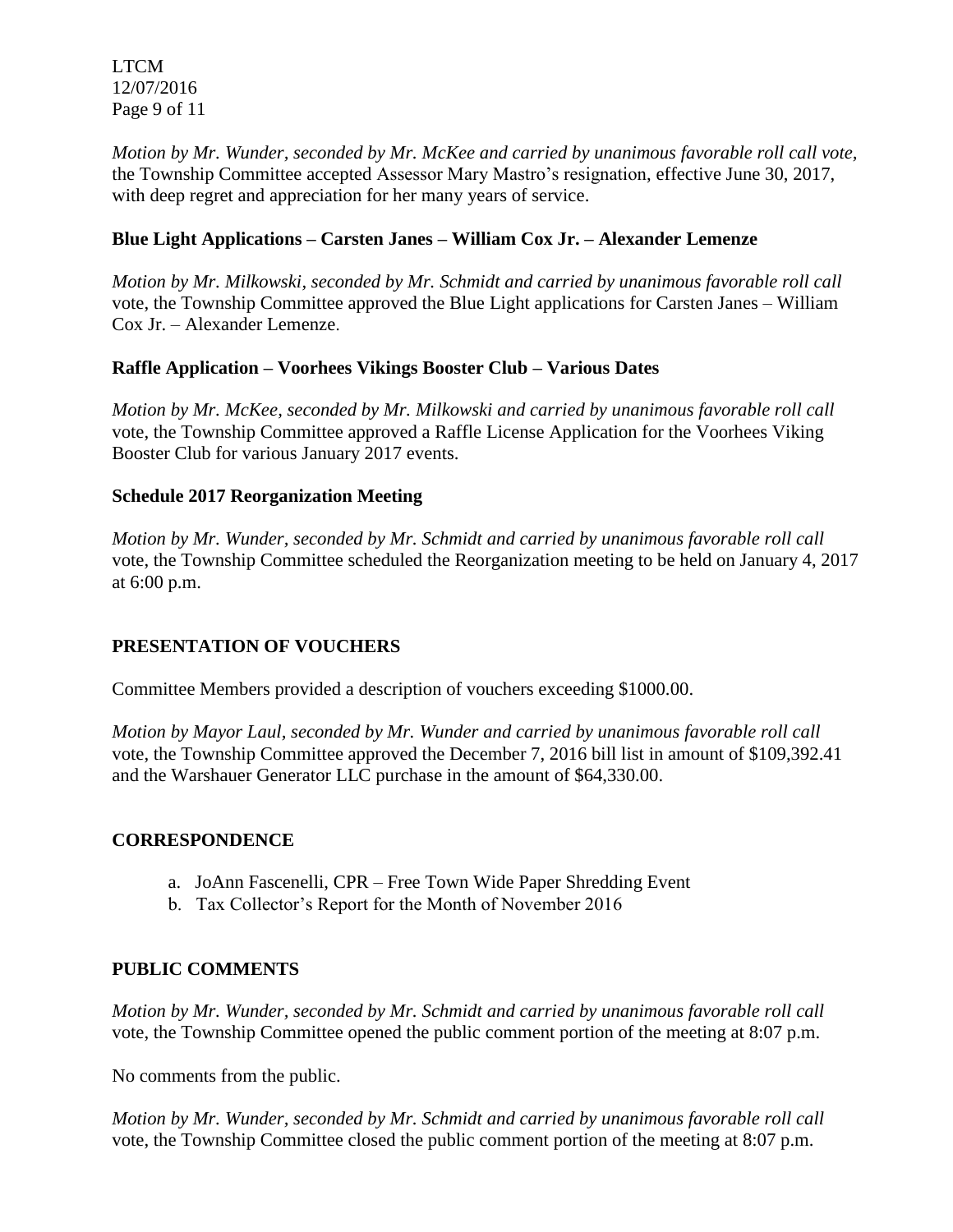*Motion by Mr. Wunder, seconded by Mr. McKee and carried by unanimous favorable roll call vote,* the Township Committee accepted Assessor Mary Mastro's resignation, effective June 30, 2017, with deep regret and appreciation for her many years of service.

**Blue Light Applications – Carsten Janes – William Cox Jr. – Alexander Lemenze**

*Motion by Mr. Milkowski, seconded by Mr. Schmidt and carried by unanimous favorable roll call* vote, the Township Committee approved the Blue Light applications for Carsten Janes – William Cox Jr. – Alexander Lemenze.

**Raffle Application – Voorhees Vikings Booster Club – Various Dates**

*Motion by Mr. McKee, seconded by Mr. Milkowski and carried by unanimous favorable roll call* vote, the Township Committee approved a Raffle License Application for the Voorhees Viking Booster Club for various January 2017 events.

**Schedule 2017 Reorganization Meeting**

*Motion by Mr. Wunder, seconded by Mr. Schmidt and carried by unanimous favorable roll call* vote, the Township Committee scheduled the Reorganization meeting to be held on January 4, 2017 at 6:00 p.m.

## PRESENTATION OF VOUCHERS

Committee Members provided a description of vouchers exceeding $1000.00.

*Motion by Mayor Laul, seconded by Mr. Wunder and carried by unanimous favorable roll call* vote, the Township Committee approved the December 7, 2016 bill list in amount of $109,392.41 and the Warshauer Generator LLC purchase in the amount of $64,330.00.

## CORRESPONDENCE

a. JoAnn Fascenelli, CPR – Free Town Wide Paper Shredding Event
b. Tax Collector's Report for the Month of November 2016

## PUBLIC COMMENTS

*Motion by Mr. Wunder, seconded by Mr. Schmidt and carried by unanimous favorable roll call* vote, the Township Committee opened the public comment portion of the meeting at 8:07 p.m.

No comments from the public.

*Motion by Mr. Wunder, seconded by Mr. Schmidt and carried by unanimous favorable roll call* vote, the Township Committee closed the public comment portion of the meeting at 8:07 p.m.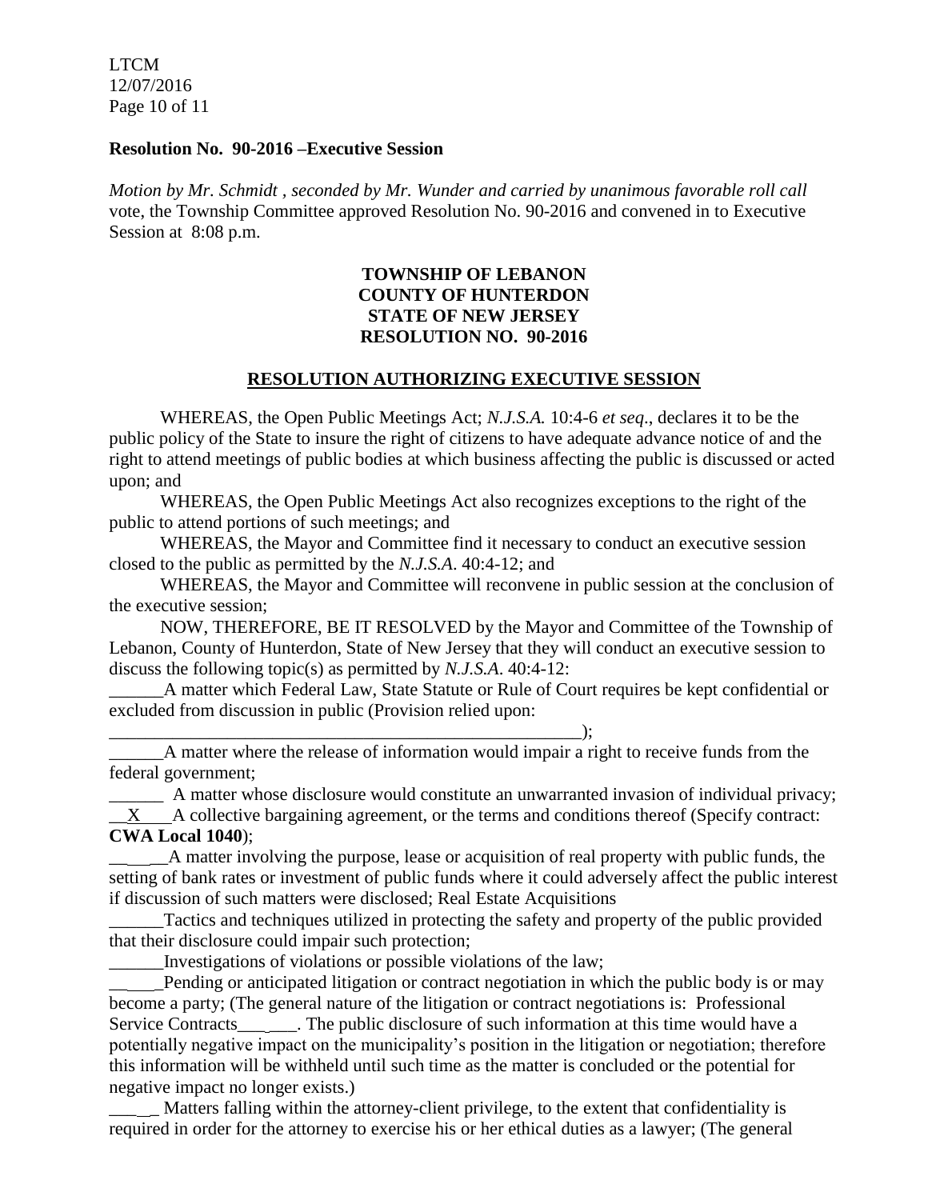**Resolution No. 90-2016 –Executive Session**

*Motion by Mr. Schmidt , seconded by Mr. Wunder and carried by unanimous favorable roll call* vote, the Township Committee approved Resolution No. 90-2016 and convened in to Executive Session at 8:08 p.m.

**TOWNSHIP OF LEBANON**
**COUNTY OF HUNTERDON**
**STATE OF NEW JERSEY**
**RESOLUTION NO. 90-2016**

**RESOLUTION AUTHORIZING EXECUTIVE SESSION**

WHEREAS, the Open Public Meetings Act; *N.J.S.A.* 10:4-6 *et seq*., declares it to be the public policy of the State to insure the right of citizens to have adequate advance notice of and the right to attend meetings of public bodies at which business affecting the public is discussed or acted upon; and

WHEREAS, the Open Public Meetings Act also recognizes exceptions to the right of the public to attend portions of such meetings; and

WHEREAS, the Mayor and Committee find it necessary to conduct an executive session closed to the public as permitted by the *N.J.S.A*. 40:4-12; and

WHEREAS, the Mayor and Committee will reconvene in public session at the conclusion of the executive session;

NOW, THEREFORE, BE IT RESOLVED by the Mayor and Committee of the Township of Lebanon, County of Hunterdon, State of New Jersey that they will conduct an executive session to discuss the following topic(s) as permitted by *N.J.S.A*. 40:4-12:

______A matter which Federal Law, State Statute or Rule of Court requires be kept confidential or excluded from discussion in public (Provision relied upon: ______________________________________________________);

______A matter where the release of information would impair a right to receive funds from the federal government;

______ A matter whose disclosure would constitute an unwarranted invasion of individual privacy;

__X___A collective bargaining agreement, or the terms and conditions thereof (Specify contract: **CWA Local 1040**);

______A matter involving the purpose, lease or acquisition of real property with public funds, the setting of bank rates or investment of public funds where it could adversely affect the public interest if discussion of such matters were disclosed; Real Estate Acquisitions

______Tactics and techniques utilized in protecting the safety and property of the public provided that their disclosure could impair such protection;

______Investigations of violations or possible violations of the law;

______Pending or anticipated litigation or contract negotiation in which the public body is or may become a party; (The general nature of the litigation or contract negotiations is: Professional Service Contracts______. The public disclosure of such information at this time would have a potentially negative impact on the municipality's position in the litigation or negotiation; therefore this information will be withheld until such time as the matter is concluded or the potential for negative impact no longer exists.)

____ Matters falling within the attorney-client privilege, to the extent that confidentiality is required in order for the attorney to exercise his or her ethical duties as a lawyer; (The general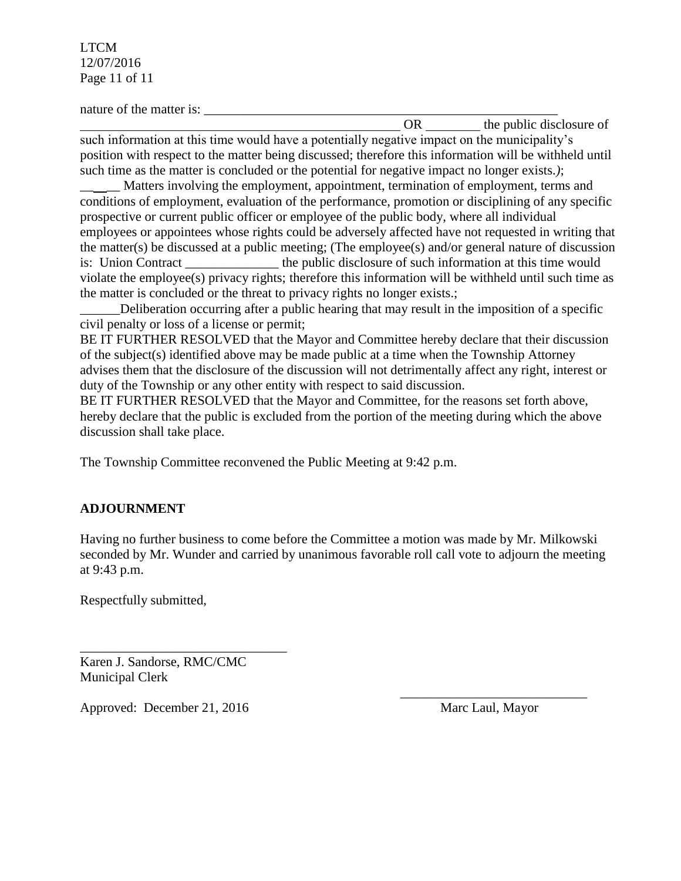nature of the matter is: ______________________________________________________
________________________________________________ OR ________ the public disclosure of such information at this time would have a potentially negative impact on the municipality's position with respect to the matter being discussed; therefore this information will be withheld until such time as the matter is concluded or the potential for negative impact no longer exists.*)*;

______ Matters involving the employment, appointment, termination of employment, terms and conditions of employment, evaluation of the performance, promotion or disciplining of any specific prospective or current public officer or employee of the public body, where all individual employees or appointees whose rights could be adversely affected have not requested in writing that the matter(s) be discussed at a public meeting; (The employee(s) and/or general nature of discussion is: Union Contract ______________ the public disclosure of such information at this time would violate the employee(s) privacy rights; therefore this information will be withheld until such time as the matter is concluded or the threat to privacy rights no longer exists.;

______Deliberation occurring after a public hearing that may result in the imposition of a specific civil penalty or loss of a license or permit;

BE IT FURTHER RESOLVED that the Mayor and Committee hereby declare that their discussion of the subject(s) identified above may be made public at a time when the Township Attorney advises them that the disclosure of the discussion will not detrimentally affect any right, interest or duty of the Township or any other entity with respect to said discussion.

BE IT FURTHER RESOLVED that the Mayor and Committee, for the reasons set forth above, hereby declare that the public is excluded from the portion of the meeting during which the above discussion shall take place.

The Township Committee reconvened the Public Meeting at 9:42 p.m.

**ADJOURNMENT**

Having no further business to come before the Committee a motion was made by Mr. Milkowski seconded by Mr. Wunder and carried by unanimous favorable roll call vote to adjourn the meeting at 9:43 p.m.

Respectfully submitted,

______________________________
Karen J. Sandorse, RMC/CMC
Municipal Clerk

Approved: December 21, 2016

______________________________
Marc Laul, Mayor